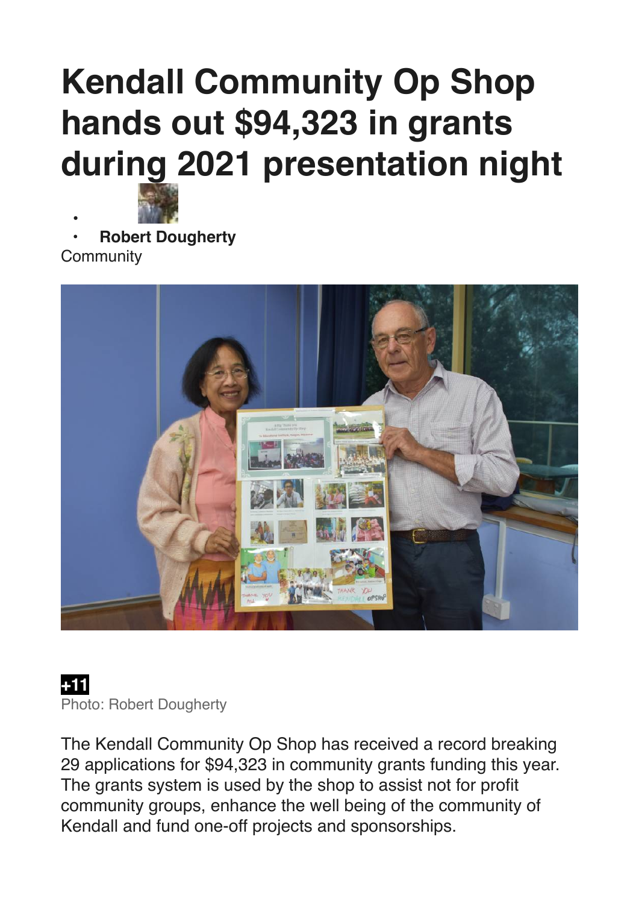# Kendall Community Op Shop hands out $94,323 in grants during 2021 presentation night

- Robert Dougherty

Community

+11

Photo: Robert Dougherty

The Kendall Community Op Shop has received a record breaking 29 applications for $94,323 in community grants funding this year. The grants system is used by the shop to assist not for profit community groups, enhance the well being of the community of Kendall and fund one-off projects and sponsorships.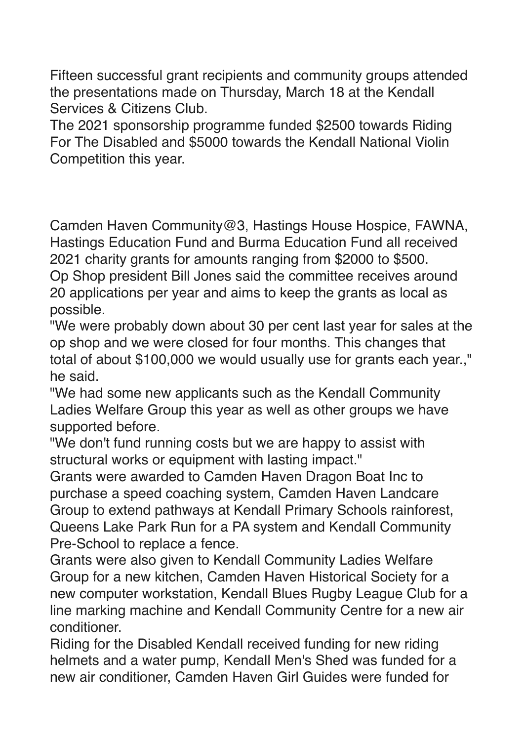Fifteen successful grant recipients and community groups attended the presentations made on Thursday, March 18 at the Kendall Services & Citizens Club.
The 2021 sponsorship programme funded $2500 towards Riding For The Disabled and $5000 towards the Kendall National Violin Competition this year.

Camden Haven Community@3, Hastings House Hospice, FAWNA, Hastings Education Fund and Burma Education Fund all received 2021 charity grants for amounts ranging from $2000 to $500.
Op Shop president Bill Jones said the committee receives around 20 applications per year and aims to keep the grants as local as possible.
"We were probably down about 30 per cent last year for sales at the op shop and we were closed for four months. This changes that total of about $100,000 we would usually use for grants each year.," he said.
"We had some new applicants such as the Kendall Community Ladies Welfare Group this year as well as other groups we have supported before.
"We don't fund running costs but we are happy to assist with structural works or equipment with lasting impact."
Grants were awarded to Camden Haven Dragon Boat Inc to purchase a speed coaching system, Camden Haven Landcare Group to extend pathways at Kendall Primary Schools rainforest, Queens Lake Park Run for a PA system and Kendall Community Pre-School to replace a fence.
Grants were also given to Kendall Community Ladies Welfare Group for a new kitchen, Camden Haven Historical Society for a new computer workstation, Kendall Blues Rugby League Club for a line marking machine and Kendall Community Centre for a new air conditioner.
Riding for the Disabled Kendall received funding for new riding helmets and a water pump, Kendall Men's Shed was funded for a new air conditioner, Camden Haven Girl Guides were funded for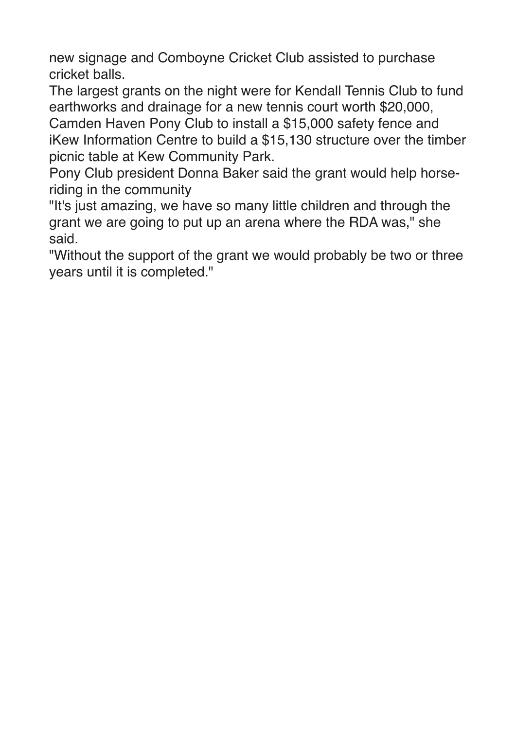new signage and Comboyne Cricket Club assisted to purchase cricket balls.

The largest grants on the night were for Kendall Tennis Club to fund earthworks and drainage for a new tennis court worth $20,000, Camden Haven Pony Club to install a $15,000 safety fence and iKew Information Centre to build a $15,130 structure over the timber picnic table at Kew Community Park.

Pony Club president Donna Baker said the grant would help horse-riding in the community

"It's just amazing, we have so many little children and through the grant we are going to put up an arena where the RDA was," she said.

"Without the support of the grant we would probably be two or three years until it is completed."